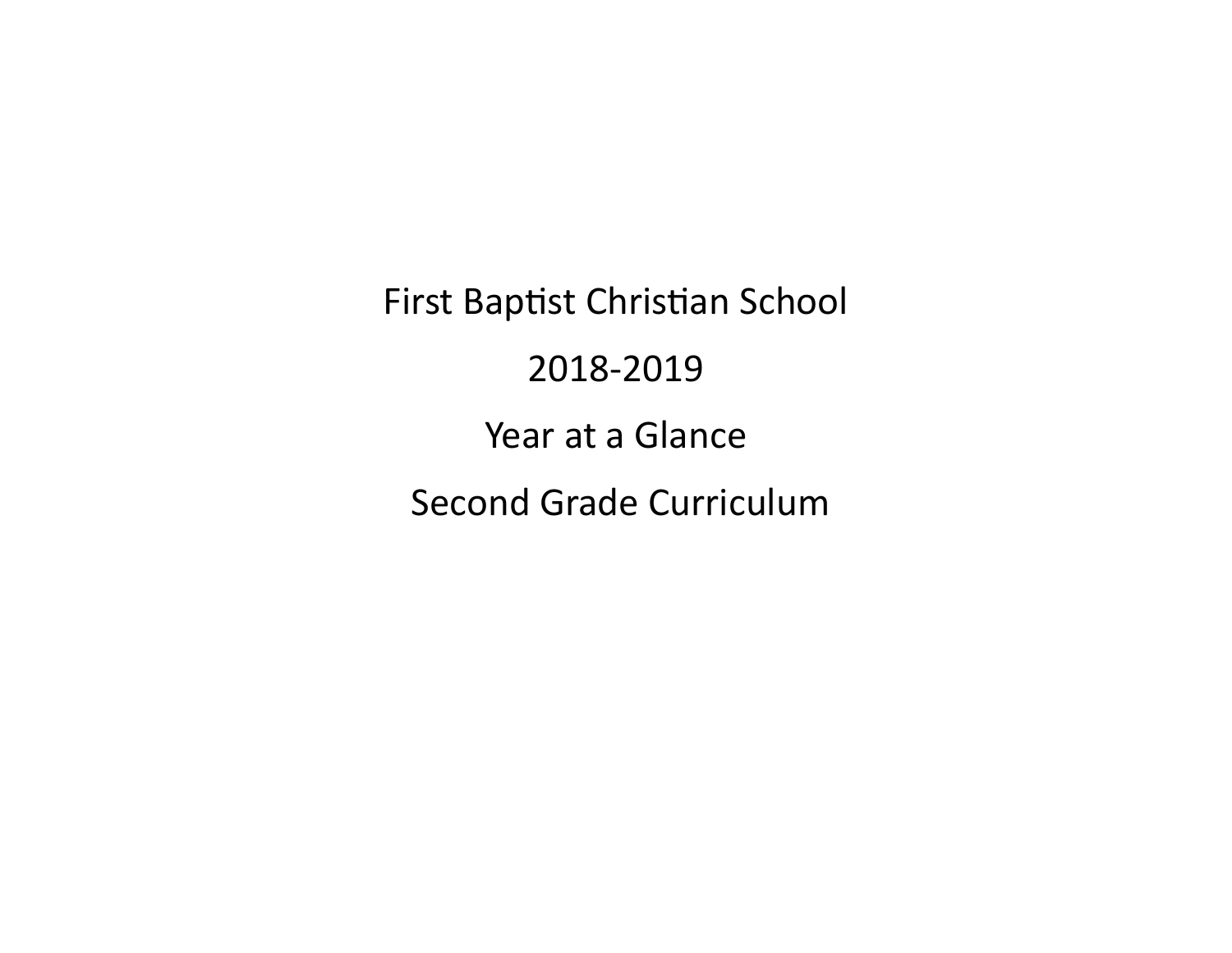# First Baptist Christian School

## 2018-2019

## Year at a Glance

## Second Grade Curriculum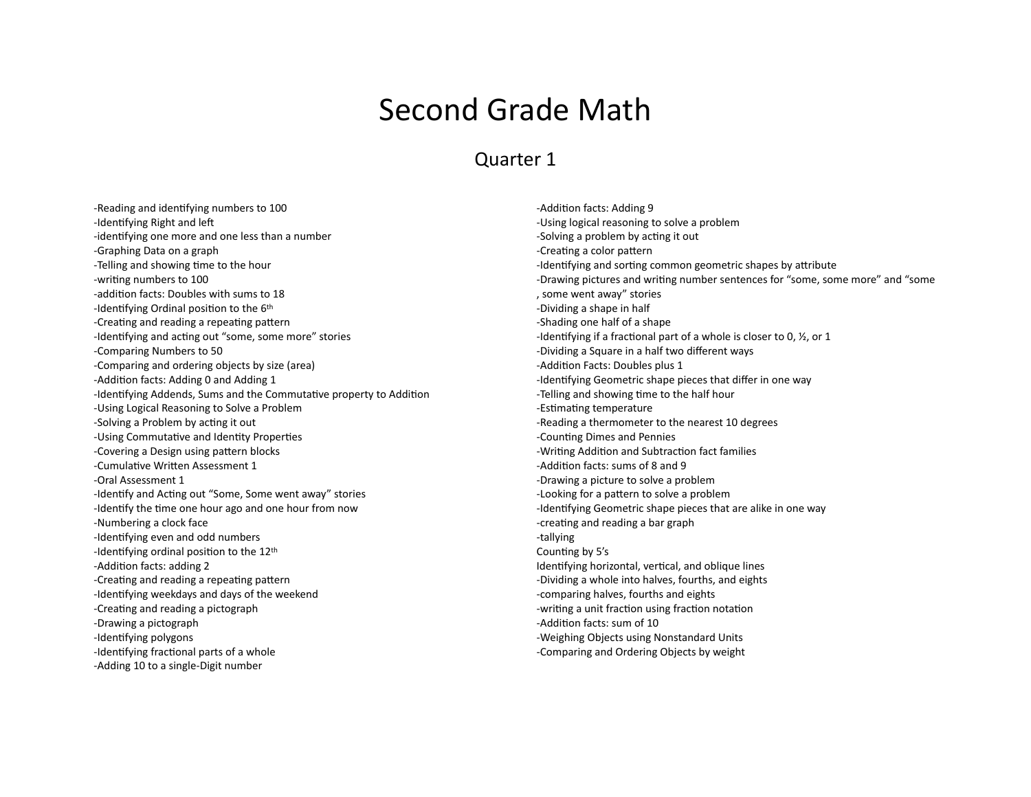# Second Grade Math

## Quarter 1

-Reading and identifying numbers to 100
-Identifying Right and left
-identifying one more and one less than a number
-Graphing Data on a graph
-Telling and showing time to the hour
-writing numbers to 100
-addition facts: Doubles with sums to 18
-Identifying Ordinal position to the 6th
-Creating and reading a repeating pattern
-Identifying and acting out "some, some more" stories
-Comparing Numbers to 50
-Comparing and ordering objects by size (area)
-Addition facts: Adding 0 and Adding 1
-Identifying Addends, Sums and the Commutative property to Addition
-Using Logical Reasoning to Solve a Problem
-Solving a Problem by acting it out
-Using Commutative and Identity Properties
-Covering a Design using pattern blocks
-Cumulative Written Assessment 1
-Oral Assessment 1
-Identify and Acting out "Some, Some went away" stories
-Identify the time one hour ago and one hour from now
-Numbering a clock face
-Identifying even and odd numbers
-Identifying ordinal position to the 12th
-Addition facts: adding 2
-Creating and reading a repeating pattern
-Identifying weekdays and days of the weekend
-Creating and reading a pictograph
-Drawing a pictograph
-Identifying polygons
-Identifying fractional parts of a whole
-Adding 10 to a single-Digit number
-Addition facts: Adding 9
-Using logical reasoning to solve a problem
-Solving a problem by acting it out
-Creating a color pattern
-Identifying and sorting common geometric shapes by attribute
-Drawing pictures and writing number sentences for "some, some more" and "some , some went away" stories
-Dividing a shape in half
-Shading one half of a shape
-Identifying if a fractional part of a whole is closer to 0, ½, or 1
-Dividing a Square in a half two different ways
-Addition Facts: Doubles plus 1
-Identifying Geometric shape pieces that differ in one way
-Telling and showing time to the half hour
-Estimating temperature
-Reading a thermometer to the nearest 10 degrees
-Counting Dimes and Pennies
-Writing Addition and Subtraction fact families
-Addition facts: sums of 8 and 9
-Drawing a picture to solve a problem
-Looking for a pattern to solve a problem
-Identifying Geometric shape pieces that are alike in one way
-creating and reading a bar graph
-tallying
Counting by 5's
Identifying horizontal, vertical, and oblique lines
-Dividing a whole into halves, fourths, and eights
-comparing halves, fourths and eights
-writing a unit fraction using fraction notation
-Addition facts: sum of 10
-Weighing Objects using Nonstandard Units
-Comparing and Ordering Objects by weight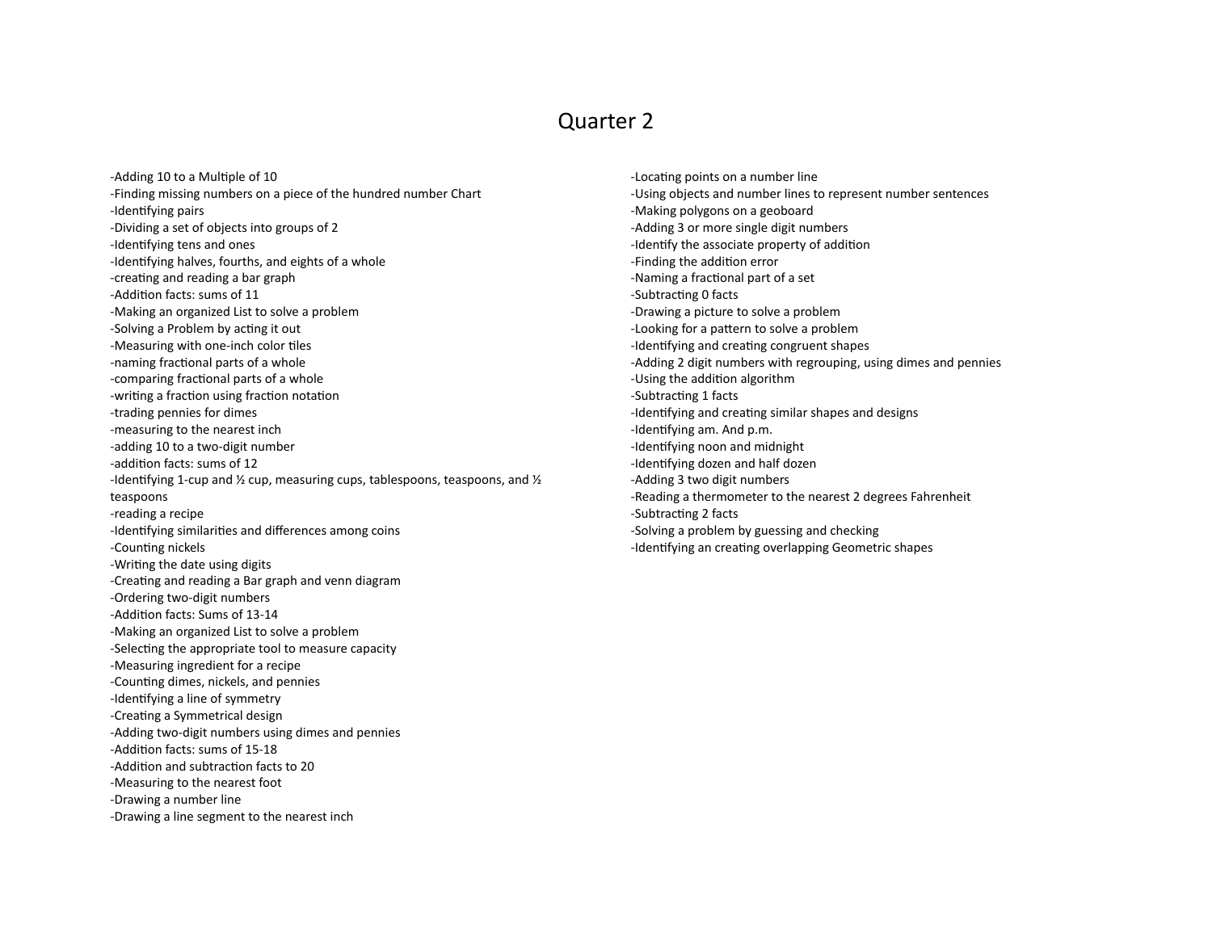# Quarter 2

-Adding 10 to a Multiple of 10
-Finding missing numbers on a piece of the hundred number Chart
-Identifying pairs
-Dividing a set of objects into groups of 2
-Identifying tens and ones
-Identifying halves, fourths, and eights of a whole
-creating and reading a bar graph
-Addition facts: sums of 11
-Making an organized List to solve a problem
-Solving a Problem by acting it out
-Measuring with one-inch color tiles
-naming fractional parts of a whole
-comparing fractional parts of a whole
-writing a fraction using fraction notation
-trading pennies for dimes
-measuring to the nearest inch
-adding 10 to a two-digit number
-addition facts: sums of 12
-Identifying 1-cup and ½ cup, measuring cups, tablespoons, teaspoons, and ½ teaspoons
-reading a recipe
-Identifying similarities and differences among coins
-Counting nickels
-Writing the date using digits
-Creating and reading a Bar graph and venn diagram
-Ordering two-digit numbers
-Addition facts: Sums of 13-14
-Making an organized List to solve a problem
-Selecting the appropriate tool to measure capacity
-Measuring ingredient for a recipe
-Counting dimes, nickels, and pennies
-Identifying a line of symmetry
-Creating a Symmetrical design
-Adding two-digit numbers using dimes and pennies
-Addition facts: sums of 15-18
-Addition and subtraction facts to 20
-Measuring to the nearest foot
-Drawing a number line
-Drawing a line segment to the nearest inch
-Locating points on a number line
-Using objects and number lines to represent number sentences
-Making polygons on a geoboard
-Adding 3 or more single digit numbers
-Identify the associate property of addition
-Finding the addition error
-Naming a fractional part of a set
-Subtracting 0 facts
-Drawing a picture to solve a problem
-Looking for a pattern to solve a problem
-Identifying and creating congruent shapes
-Adding 2 digit numbers with regrouping, using dimes and pennies
-Using the addition algorithm
-Subtracting 1 facts
-Identifying and creating similar shapes and designs
-Identifying am. And p.m.
-Identifying noon and midnight
-Identifying dozen and half dozen
-Adding 3 two digit numbers
-Reading a thermometer to the nearest 2 degrees Fahrenheit
-Subtracting 2 facts
-Solving a problem by guessing and checking
-Identifying an creating overlapping Geometric shapes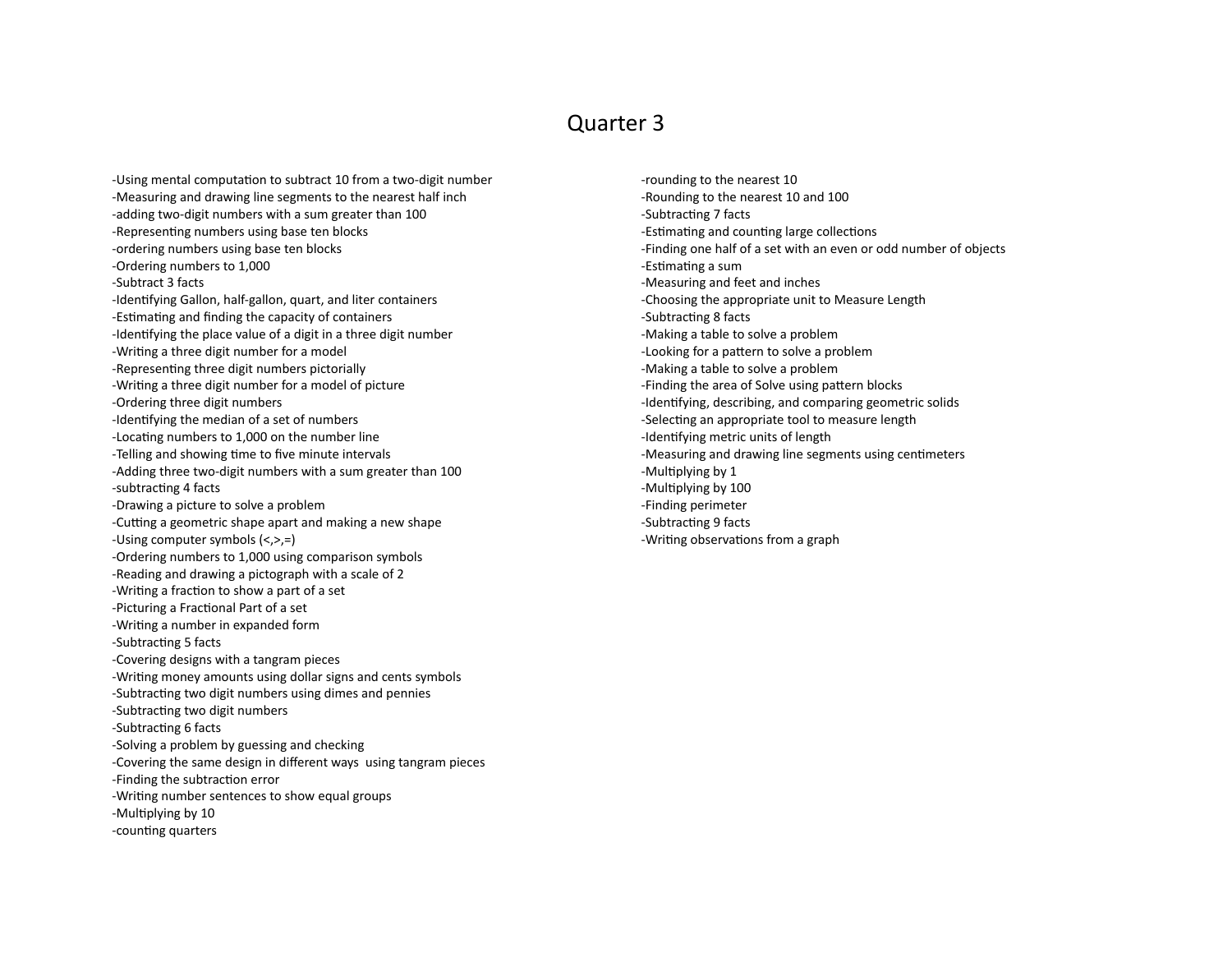# Quarter 3

-Using mental computation to subtract 10 from a two-digit number
-Measuring and drawing line segments to the nearest half inch
-adding two-digit numbers with a sum greater than 100
-Representing numbers using base ten blocks
-ordering numbers using base ten blocks
-Ordering numbers to 1,000
-Subtract 3 facts
-Identifying Gallon, half-gallon, quart, and liter containers
-Estimating and finding the capacity of containers
-Identifying the place value of a digit in a three digit number
-Writing a three digit number for a model
-Representing three digit numbers pictorially
-Writing a three digit number for a model of picture
-Ordering three digit numbers
-Identifying the median of a set of numbers
-Locating numbers to 1,000 on the number line
-Telling and showing time to five minute intervals
-Adding three two-digit numbers with a sum greater than 100
-subtracting 4 facts
-Drawing a picture to solve a problem
-Cutting a geometric shape apart and making a new shape
-Using computer symbols (<,>,=)
-Ordering numbers to 1,000 using comparison symbols
-Reading and drawing a pictograph with a scale of 2
-Writing a fraction to show a part of a set
-Picturing a Fractional Part of a set
-Writing a number in expanded form
-Subtracting 5 facts
-Covering designs with a tangram pieces
-Writing money amounts using dollar signs and cents symbols
-Subtracting two digit numbers using dimes and pennies
-Subtracting two digit numbers
-Subtracting 6 facts
-Solving a problem by guessing and checking
-Covering the same design in different ways  using tangram pieces
-Finding the subtraction error
-Writing number sentences to show equal groups
-Multiplying by 10
-counting quarters
-rounding to the nearest 10
-Rounding to the nearest 10 and 100
-Subtracting 7 facts
-Estimating and counting large collections
-Finding one half of a set with an even or odd number of objects
-Estimating a sum
-Measuring and feet and inches
-Choosing the appropriate unit to Measure Length
-Subtracting 8 facts
-Making a table to solve a problem
-Looking for a pattern to solve a problem
-Making a table to solve a problem
-Finding the area of Solve using pattern blocks
-Identifying, describing, and comparing geometric solids
-Selecting an appropriate tool to measure length
-Identifying metric units of length
-Measuring and drawing line segments using centimeters
-Multiplying by 1
-Multiplying by 100
-Finding perimeter
-Subtracting 9 facts
-Writing observations from a graph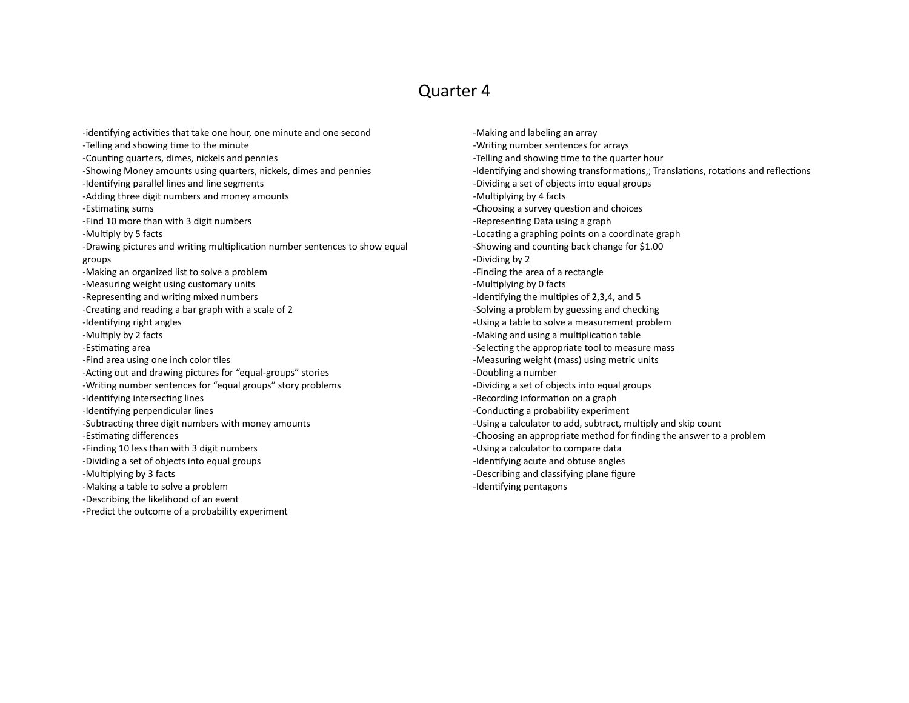# Quarter 4

-identifying activities that take one hour, one minute and one second
-Telling and showing time to the minute
-Counting quarters, dimes, nickels and pennies
-Showing Money amounts using quarters, nickels, dimes and pennies
-Identifying parallel lines and line segments
-Adding three digit numbers and money amounts
-Estimating sums
-Find 10 more than with 3 digit numbers
-Multiply by 5 facts
-Drawing pictures and writing multiplication number sentences to show equal groups
-Making an organized list to solve a problem
-Measuring weight using customary units
-Representing and writing mixed numbers
-Creating and reading a bar graph with a scale of 2
-Identifying right angles
-Multiply by 2 facts
-Estimating area
-Find area using one inch color tiles
-Acting out and drawing pictures for "equal-groups" stories
-Writing number sentences for "equal groups" story problems
-Identifying intersecting lines
-Identifying perpendicular lines
-Subtracting three digit numbers with money amounts
-Estimating differences
-Finding 10 less than with 3 digit numbers
-Dividing a set of objects into equal groups
-Multiplying by 3 facts
-Making a table to solve a problem
-Describing the likelihood of an event
-Predict the outcome of a probability experiment
-Making and labeling an array
-Writing number sentences for arrays
-Telling and showing time to the quarter hour
-Identifying and showing transformations,; Translations, rotations and reflections
-Dividing a set of objects into equal groups
-Multiplying by 4 facts
-Choosing a survey question and choices
-Representing Data using a graph
-Locating a graphing points on a coordinate graph
-Showing and counting back change for $1.00
-Dividing by 2
-Finding the area of a rectangle
-Multiplying by 0 facts
-Identifying the multiples of 2,3,4, and 5
-Solving a problem by guessing and checking
-Using a table to solve a measurement problem
-Making and using a multiplication table
-Selecting the appropriate tool to measure mass
-Measuring weight (mass) using metric units
-Doubling a number
-Dividing a set of objects into equal groups
-Recording information on a graph
-Conducting a probability experiment
-Using a calculator to add, subtract, multiply and skip count
-Choosing an appropriate method for finding the answer to a problem
-Using a calculator to compare data
-Identifying acute and obtuse angles
-Describing and classifying plane figure
-Identifying pentagons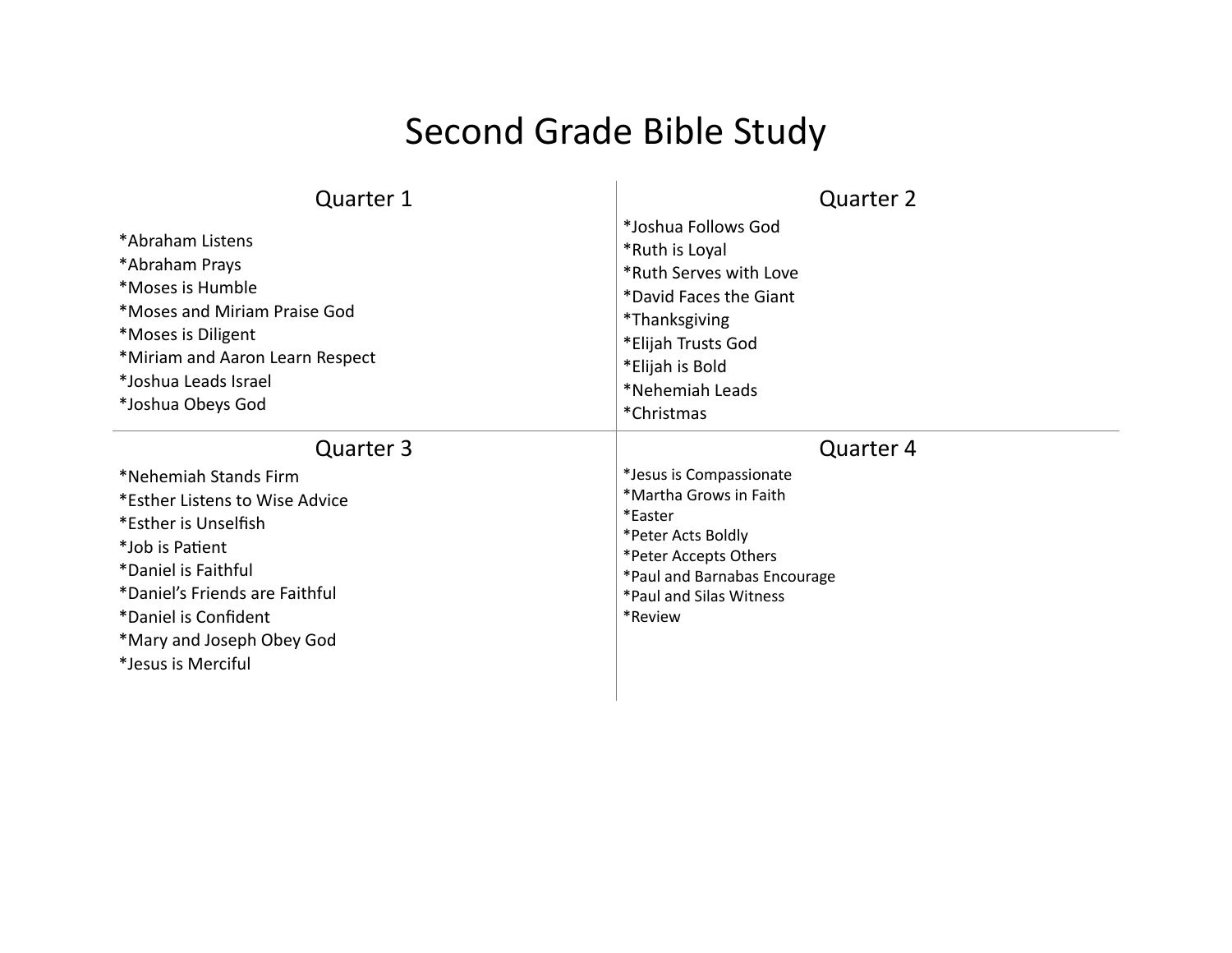# Second Grade Bible Study

## Quarter 1

*Abraham Listens
*Abraham Prays
*Moses is Humble
*Moses and Miriam Praise God
*Moses is Diligent
*Miriam and Aaron Learn Respect
*Joshua Leads Israel
*Joshua Obeys God

## Quarter 2

*Joshua Follows God
*Ruth is Loyal
*Ruth Serves with Love
*David Faces the Giant
*Thanksgiving
*Elijah Trusts God
*Elijah is Bold
*Nehemiah Leads
*Christmas

## Quarter 3

*Nehemiah Stands Firm
*Esther Listens to Wise Advice
*Esther is Unselfish
*Job is Patient
*Daniel is Faithful
*Daniel's Friends are Faithful
*Daniel is Confident
*Mary and Joseph Obey God
*Jesus is Merciful

## Quarter 4

*Jesus is Compassionate
*Martha Grows in Faith
*Easter
*Peter Acts Boldly
*Peter Accepts Others
*Paul and Barnabas Encourage
*Paul and Silas Witness
*Review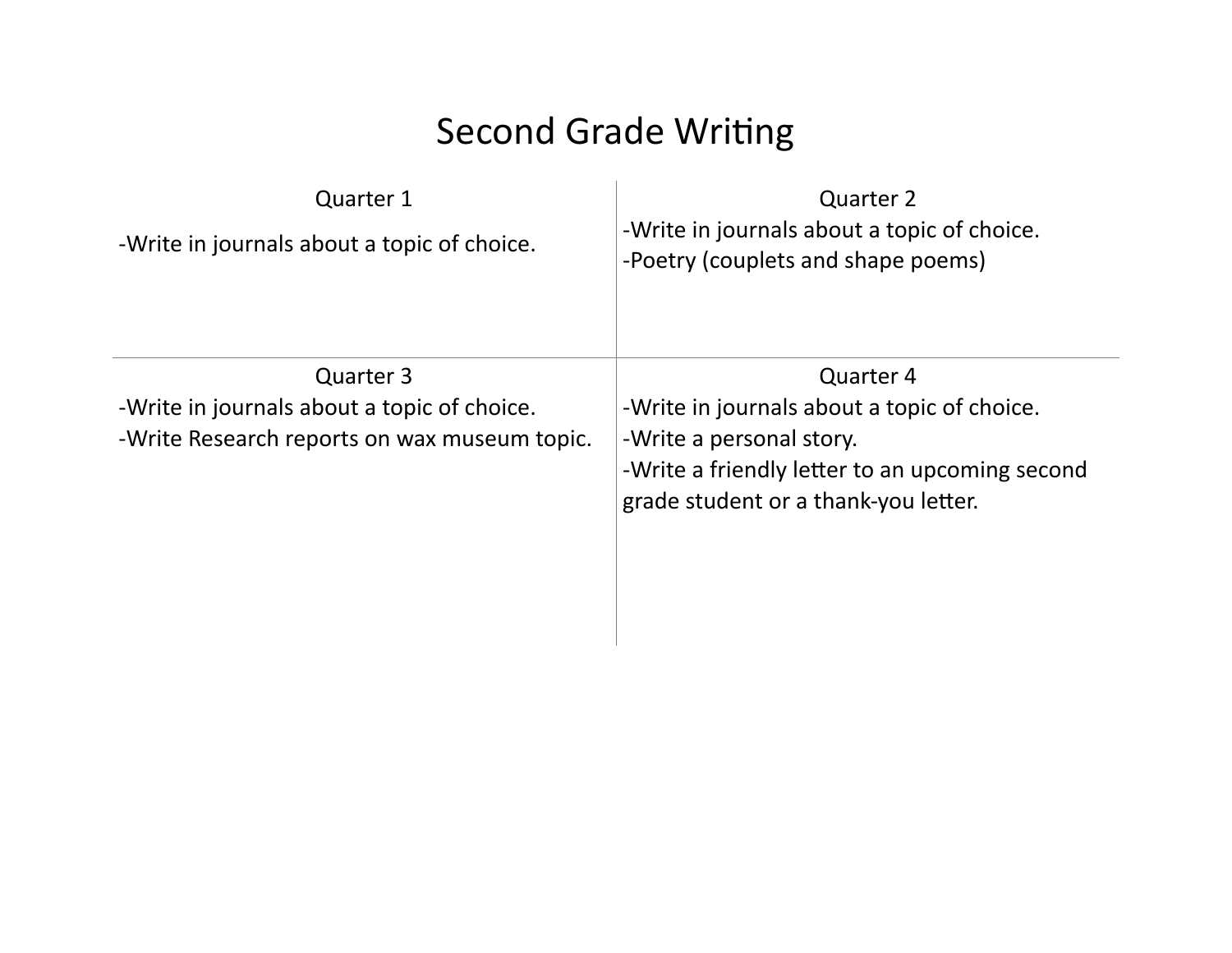# Second Grade Writing

| Quarter 1 | Quarter 2 |
| --- | --- |
| -Write in journals about a topic of choice. | -Write in journals about a topic of choice.<br>-Poetry (couplets and shape poems) |
| **Quarter 3** | **Quarter 4** |
| -Write in journals about a topic of choice.<br>-Write Research reports on wax museum topic. | -Write in journals about a topic of choice.<br>-Write a personal story.<br>-Write a friendly letter to an upcoming second grade student or a thank-you letter. |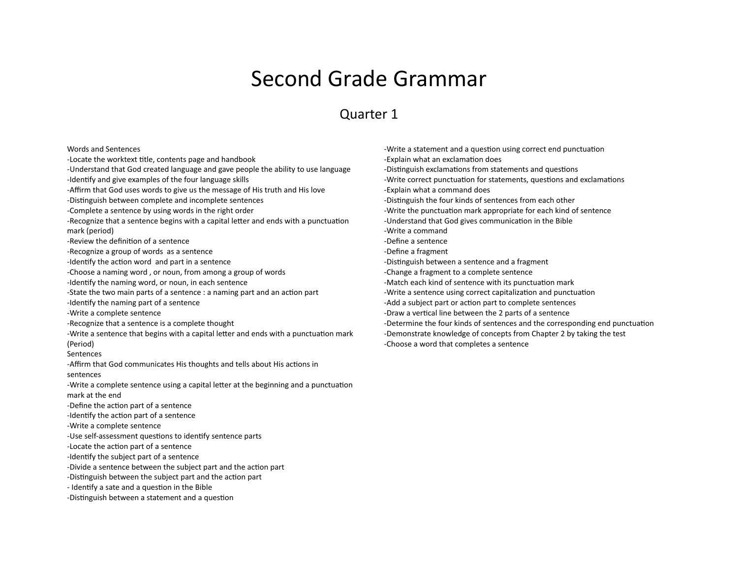# Second Grade Grammar

## Quarter 1

Words and Sentences

-Locate the worktext title, contents page and handbook

-Understand that God created language and gave people the ability to use language

-Identify and give examples of the four language skills

-Affirm that God uses words to give us the message of His truth and His love

-Distinguish between complete and incomplete sentences

-Complete a sentence by using words in the right order

-Recognize that a sentence begins with a capital letter and ends with a punctuation mark (period)

-Review the definition of a sentence

-Recognize a group of words as a sentence

-Identify the action word and part in a sentence

-Choose a naming word , or noun, from among a group of words

-Identify the naming word, or noun, in each sentence

-State the two main parts of a sentence : a naming part and an action part

-Identify the naming part of a sentence

-Write a complete sentence

-Recognize that a sentence is a complete thought

-Write a sentence that begins with a capital letter and ends with a punctuation mark (Period)

Sentences

-Affirm that God communicates His thoughts and tells about His actions in sentences

-Write a complete sentence using a capital letter at the beginning and a punctuation mark at the end

-Define the action part of a sentence

-Identify the action part of a sentence

-Write a complete sentence

-Use self-assessment questions to identify sentence parts

-Locate the action part of a sentence

-Identify the subject part of a sentence

-Divide a sentence between the subject part and the action part

-Distinguish between the subject part and the action part

- Identify a sate and a question in the Bible

-Distinguish between a statement and a question

-Write a statement and a question using correct end punctuation

-Explain what an exclamation does

-Distinguish exclamations from statements and questions

-Write correct punctuation for statements, questions and exclamations

-Explain what a command does

-Distinguish the four kinds of sentences from each other

-Write the punctuation mark appropriate for each kind of sentence

-Understand that God gives communication in the Bible

-Write a command

-Define a sentence

-Define a fragment

-Distinguish between a sentence and a fragment

-Change a fragment to a complete sentence

-Match each kind of sentence with its punctuation mark

-Write a sentence using correct capitalization and punctuation

-Add a subject part or action part to complete sentences

-Draw a vertical line between the 2 parts of a sentence

-Determine the four kinds of sentences and the corresponding end punctuation

-Demonstrate knowledge of concepts from Chapter 2 by taking the test

-Choose a word that completes a sentence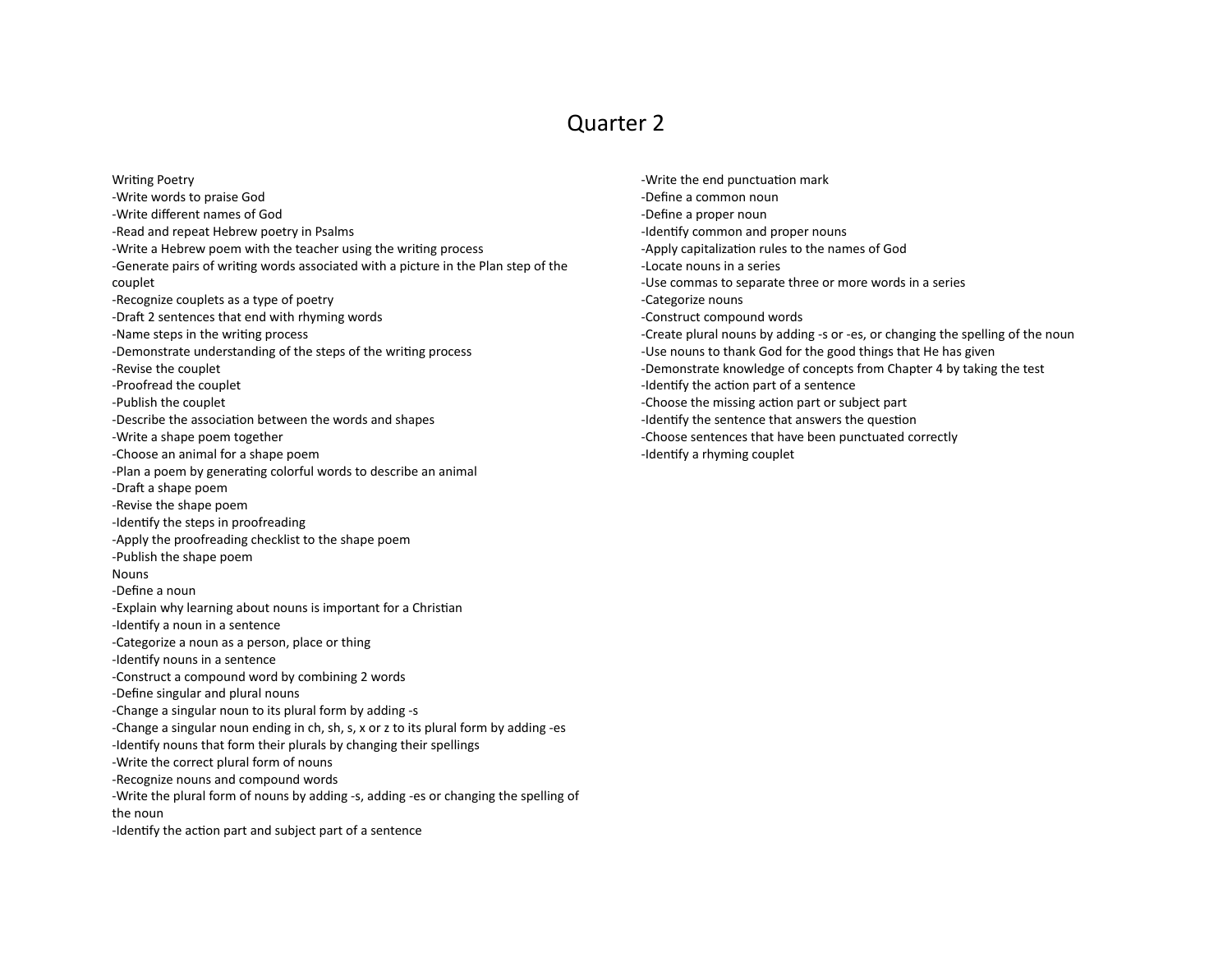# Quarter 2

Writing Poetry

- -Write words to praise God
- -Write different names of God
- -Read and repeat Hebrew poetry in Psalms
- -Write a Hebrew poem with the teacher using the writing process
- -Generate pairs of writing words associated with a picture in the Plan step of the couplet
- -Recognize couplets as a type of poetry
- -Draft 2 sentences that end with rhyming words
- -Name steps in the writing process
- -Demonstrate understanding of the steps of the writing process
- -Revise the couplet
- -Proofread the couplet
- -Publish the couplet
- -Describe the association between the words and shapes
- -Write a shape poem together
- -Choose an animal for a shape poem
- -Plan a poem by generating colorful words to describe an animal
- -Draft a shape poem
- -Revise the shape poem
- -Identify the steps in proofreading
- -Apply the proofreading checklist to the shape poem
- -Publish the shape poem

Nouns

- -Define a noun
- -Explain why learning about nouns is important for a Christian
- -Identify a noun in a sentence
- -Categorize a noun as a person, place or thing
- -Identify nouns in a sentence
- -Construct a compound word by combining 2 words
- -Define singular and plural nouns
- -Change a singular noun to its plural form by adding -s
- -Change a singular noun ending in ch, sh, s, x or z to its plural form by adding -es
- -Identify nouns that form their plurals by changing their spellings
- -Write the correct plural form of nouns
- -Recognize nouns and compound words
- -Write the plural form of nouns by adding -s, adding -es or changing the spelling of the noun
- -Identify the action part and subject part of a sentence
- -Write the end punctuation mark
- -Define a common noun
- -Define a proper noun
- -Identify common and proper nouns
- -Apply capitalization rules to the names of God
- -Locate nouns in a series
- -Use commas to separate three or more words in a series
- -Categorize nouns
- -Construct compound words
- -Create plural nouns by adding -s or -es, or changing the spelling of the noun
- -Use nouns to thank God for the good things that He has given
- -Demonstrate knowledge of concepts from Chapter 4 by taking the test
- -Identify the action part of a sentence
- -Choose the missing action part or subject part
- -Identify the sentence that answers the question
- -Choose sentences that have been punctuated correctly
- -Identify a rhyming couplet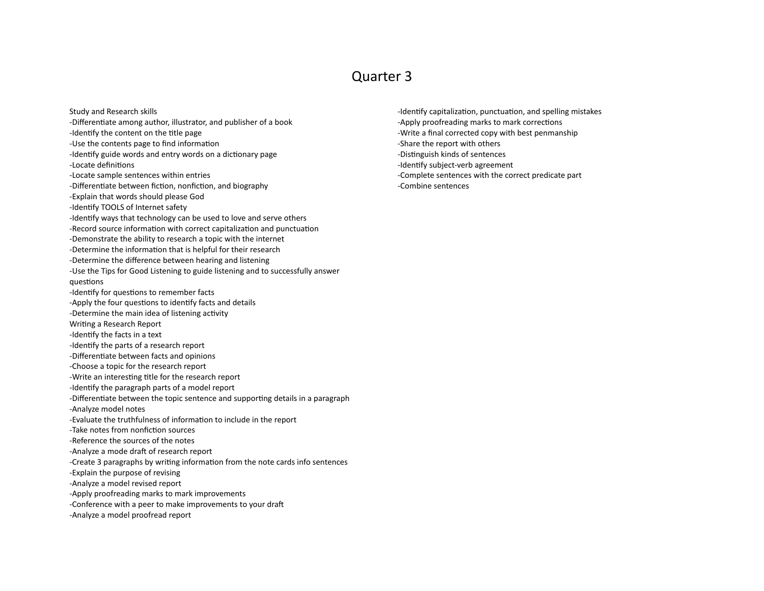# Quarter 3

Study and Research skills

- -Differentiate among author, illustrator, and publisher of a book
- -Identify the content on the title page
- -Use the contents page to find information
- -Identify guide words and entry words on a dictionary page
- -Locate definitions
- -Locate sample sentences within entries
- -Differentiate between fiction, nonfiction, and biography
- -Explain that words should please God
- -Identify TOOLS of Internet safety
- -Identify ways that technology can be used to love and serve others
- -Record source information with correct capitalization and punctuation
- -Demonstrate the ability to research a topic with the internet
- -Determine the information that is helpful for their research
- -Determine the difference between hearing and listening
- -Use the Tips for Good Listening to guide listening and to successfully answer questions
- -Identify for questions to remember facts
- -Apply the four questions to identify facts and details
- -Determine the main idea of listening activity

Writing a Research Report

- -Identify the facts in a text
- -Identify the parts of a research report
- -Differentiate between facts and opinions
- -Choose a topic for the research report
- -Write an interesting title for the research report
- -Identify the paragraph parts of a model report
- -Differentiate between the topic sentence and supporting details in a paragraph
- -Analyze model notes
- -Evaluate the truthfulness of information to include in the report
- -Take notes from nonfiction sources
- -Reference the sources of the notes
- -Analyze a mode draft of research report
- -Create 3 paragraphs by writing information from the note cards info sentences
- -Explain the purpose of revising
- -Analyze a model revised report
- -Apply proofreading marks to mark improvements
- -Conference with a peer to make improvements to your draft
- -Analyze a model proofread report
- -Identify capitalization, punctuation, and spelling mistakes
- -Apply proofreading marks to mark corrections
- -Write a final corrected copy with best penmanship
- -Share the report with others
- -Distinguish kinds of sentences
- -Identify subject-verb agreement
- -Complete sentences with the correct predicate part
- -Combine sentences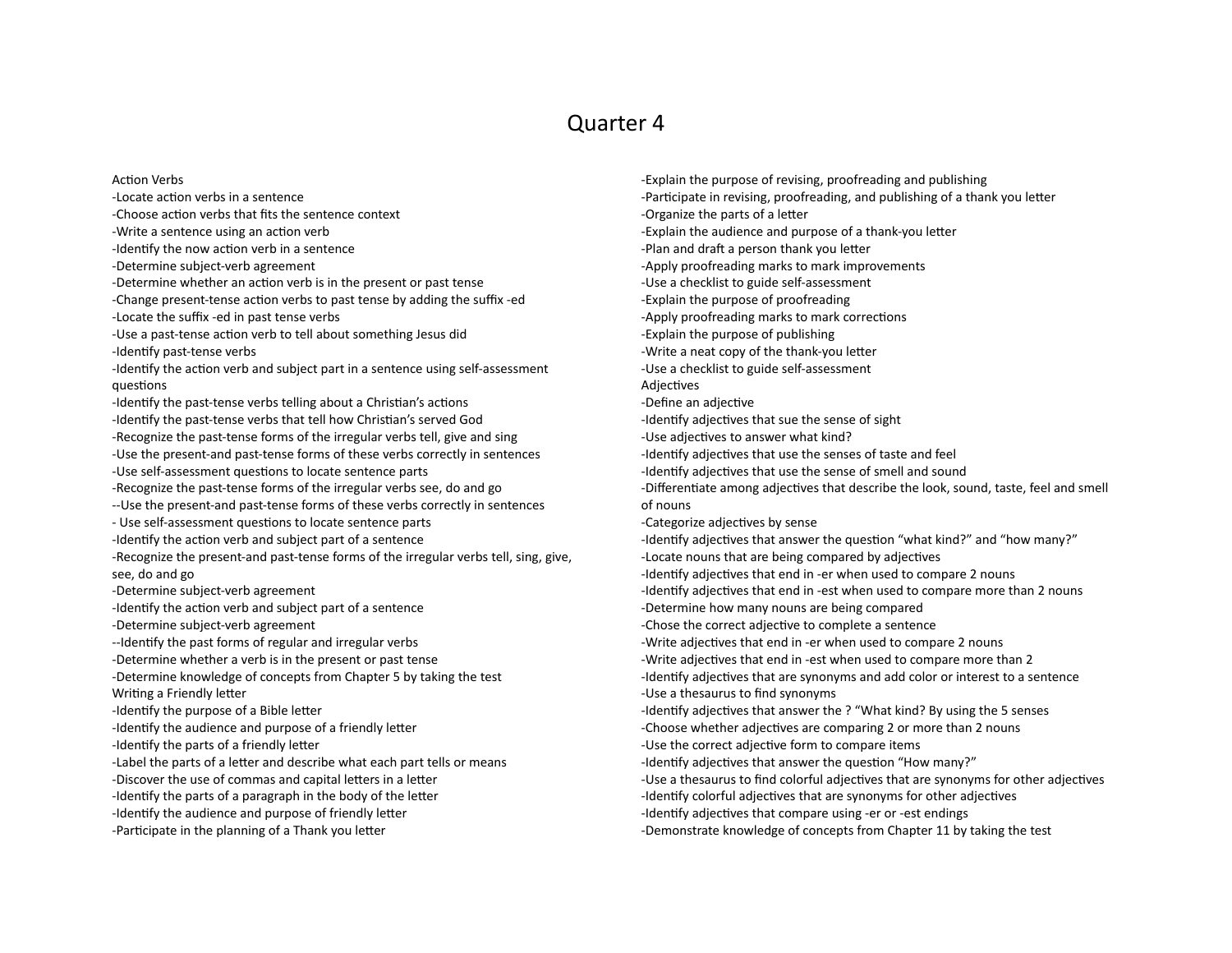# Quarter 4

Action Verbs
-Locate action verbs in a sentence
-Choose action verbs that fits the sentence context
-Write a sentence using an action verb
-Identify the now action verb in a sentence
-Determine subject-verb agreement
-Determine whether an action verb is in the present or past tense
-Change present-tense action verbs to past tense by adding the suffix -ed
-Locate the suffix -ed in past tense verbs
-Use a past-tense action verb to tell about something Jesus did
-Identify past-tense verbs
-Identify the action verb and subject part in a sentence using self-assessment questions
-Identify the past-tense verbs telling about a Christian's actions
-Identify the past-tense verbs that tell how Christian's served God
-Recognize the past-tense forms of the irregular verbs tell, give and sing
-Use the present-and past-tense forms of these verbs correctly in sentences
-Use self-assessment questions to locate sentence parts
-Recognize the past-tense forms of the irregular verbs see, do and go
--Use the present-and past-tense forms of these verbs correctly in sentences
- Use self-assessment questions to locate sentence parts
-Identify the action verb and subject part of a sentence
-Recognize the present-and past-tense forms of the irregular verbs tell, sing, give, see, do and go
-Determine subject-verb agreement
-Identify the action verb and subject part of a sentence
-Determine subject-verb agreement
--Identify the past forms of regular and irregular verbs
-Determine whether a verb is in the present or past tense
-Determine knowledge of concepts from Chapter 5 by taking the test
Writing a Friendly letter
-Identify the purpose of a Bible letter
-Identify the audience and purpose of a friendly letter
-Identify the parts of a friendly letter
-Label the parts of a letter and describe what each part tells or means
-Discover the use of commas and capital letters in a letter
-Identify the parts of a paragraph in the body of the letter
-Identify the audience and purpose of friendly letter
-Participate in the planning of a Thank you letter
-Explain the purpose of revising, proofreading and publishing
-Participate in revising, proofreading, and publishing of a thank you letter
-Organize the parts of a letter
-Explain the audience and purpose of a thank-you letter
-Plan and draft a person thank you letter
-Apply proofreading marks to mark improvements
-Use a checklist to guide self-assessment
-Explain the purpose of proofreading
-Apply proofreading marks to mark corrections
-Explain the purpose of publishing
-Write a neat copy of the thank-you letter
-Use a checklist to guide self-assessment
Adjectives
-Define an adjective
-Identify adjectives that sue the sense of sight
-Use adjectives to answer what kind?
-Identify adjectives that use the senses of taste and feel
-Identify adjectives that use the sense of smell and sound
-Differentiate among adjectives that describe the look, sound, taste, feel and smell of nouns
-Categorize adjectives by sense
-Identify adjectives that answer the question "what kind?" and "how many?"
-Locate nouns that are being compared by adjectives
-Identify adjectives that end in -er when used to compare 2 nouns
-Identify adjectives that end in -est when used to compare more than 2 nouns
-Determine how many nouns are being compared
-Chose the correct adjective to complete a sentence
-Write adjectives that end in -er when used to compare 2 nouns
-Write adjectives that end in -est when used to compare more than 2
-Identify adjectives that are synonyms and add color or interest to a sentence
-Use a thesaurus to find synonyms
-Identify adjectives that answer the ? "What kind? By using the 5 senses
-Choose whether adjectives are comparing 2 or more than 2 nouns
-Use the correct adjective form to compare items
-Identify adjectives that answer the question "How many?"
-Use a thesaurus to find colorful adjectives that are synonyms for other adjectives
-Identify colorful adjectives that are synonyms for other adjectives
-Identify adjectives that compare using -er or -est endings
-Demonstrate knowledge of concepts from Chapter 11 by taking the test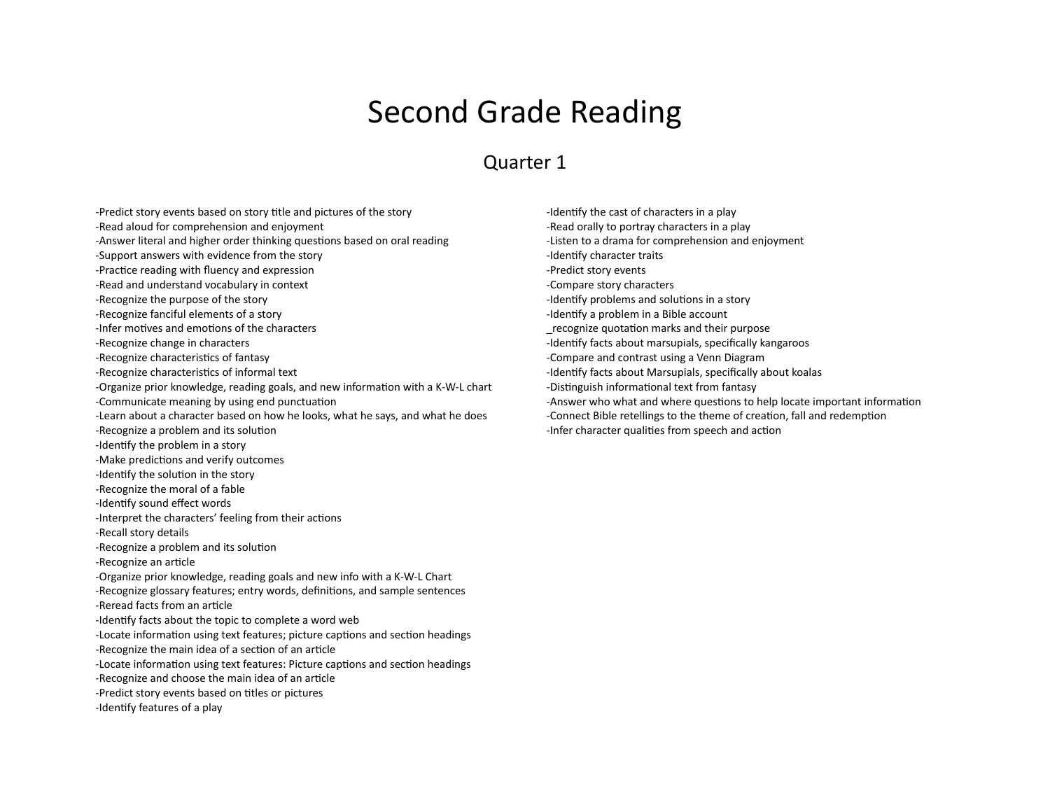# Second Grade Reading

## Quarter 1

-Predict story events based on story title and pictures of the story
-Read aloud for comprehension and enjoyment
-Answer literal and higher order thinking questions based on oral reading
-Support answers with evidence from the story
-Practice reading with fluency and expression
-Read and understand vocabulary in context
-Recognize the purpose of the story
-Recognize fanciful elements of a story
-Infer motives and emotions of the characters
-Recognize change in characters
-Recognize characteristics of fantasy
-Recognize characteristics of informal text
-Organize prior knowledge, reading goals, and new information with a K-W-L chart
-Communicate meaning by using end punctuation
-Learn about a character based on how he looks, what he says, and what he does
-Recognize a problem and its solution
-Identify the problem in a story
-Make predictions and verify outcomes
-Identify the solution in the story
-Recognize the moral of a fable
-Identify sound effect words
-Interpret the characters' feeling from their actions
-Recall story details
-Recognize a problem and its solution
-Recognize an article
-Organize prior knowledge, reading goals and new info with a K-W-L Chart
-Recognize glossary features; entry words, definitions, and sample sentences
-Reread facts from an article
-Identify facts about the topic to complete a word web
-Locate information using text features; picture captions and section headings
-Recognize the main idea of a section of an article
-Locate information using text features: Picture captions and section headings
-Recognize and choose the main idea of an article
-Predict story events based on titles or pictures
-Identify features of a play
-Identify the cast of characters in a play
-Read orally to portray characters in a play
-Listen to a drama for comprehension and enjoyment
-Identify character traits
-Predict story events
-Compare story characters
-Identify problems and solutions in a story
-Identify a problem in a Bible account
_recognize quotation marks and their purpose
-Identify facts about marsupials, specifically kangaroos
-Compare and contrast using a Venn Diagram
-Identify facts about Marsupials, specifically about koalas
-Distinguish informational text from fantasy
-Answer who what and where questions to help locate important information
-Connect Bible retellings to the theme of creation, fall and redemption
-Infer character qualities from speech and action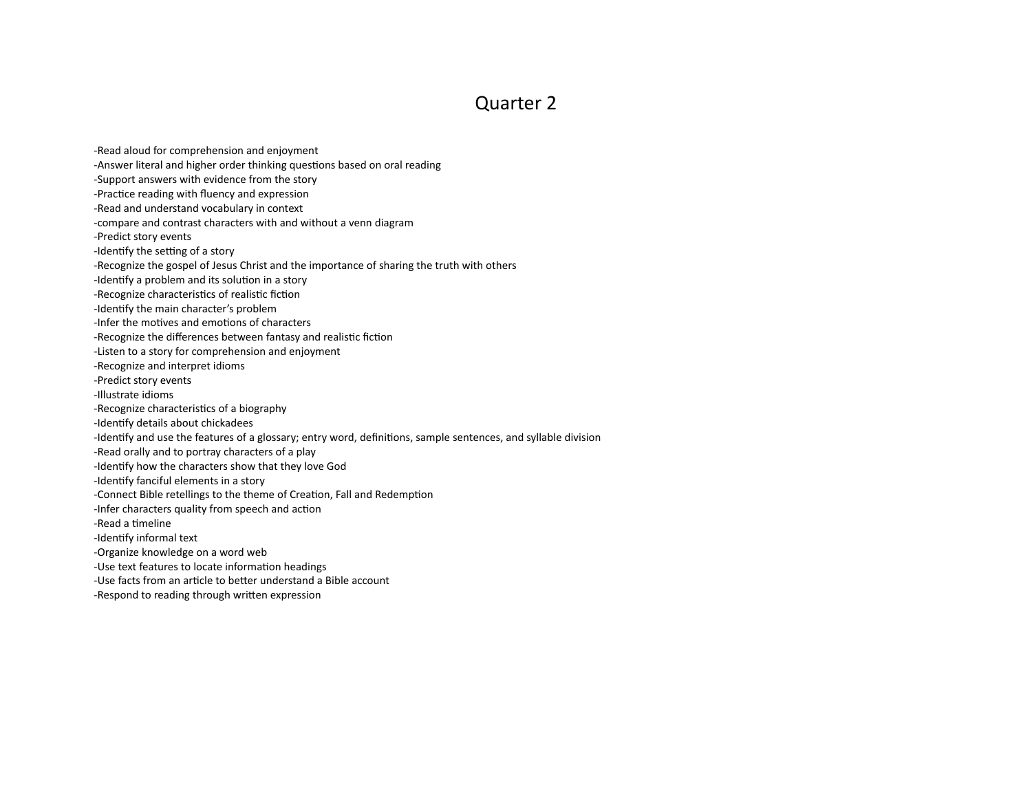# Quarter 2

-Read aloud for comprehension and enjoyment
-Answer literal and higher order thinking questions based on oral reading
-Support answers with evidence from the story
-Practice reading with fluency and expression
-Read and understand vocabulary in context
-compare and contrast characters with and without a venn diagram
-Predict story events
-Identify the setting of a story
-Recognize the gospel of Jesus Christ and the importance of sharing the truth with others
-Identify a problem and its solution in a story
-Recognize characteristics of realistic fiction
-Identify the main character's problem
-Infer the motives and emotions of characters
-Recognize the differences between fantasy and realistic fiction
-Listen to a story for comprehension and enjoyment
-Recognize and interpret idioms
-Predict story events
-Illustrate idioms
-Recognize characteristics of a biography
-Identify details about chickadees
-Identify and use the features of a glossary; entry word, definitions, sample sentences, and syllable division
-Read orally and to portray characters of a play
-Identify how the characters show that they love God
-Identify fanciful elements in a story
-Connect Bible retellings to the theme of Creation, Fall and Redemption
-Infer characters quality from speech and action
-Read a timeline
-Identify informal text
-Organize knowledge on a word web
-Use text features to locate information headings
-Use facts from an article to better understand a Bible account
-Respond to reading through written expression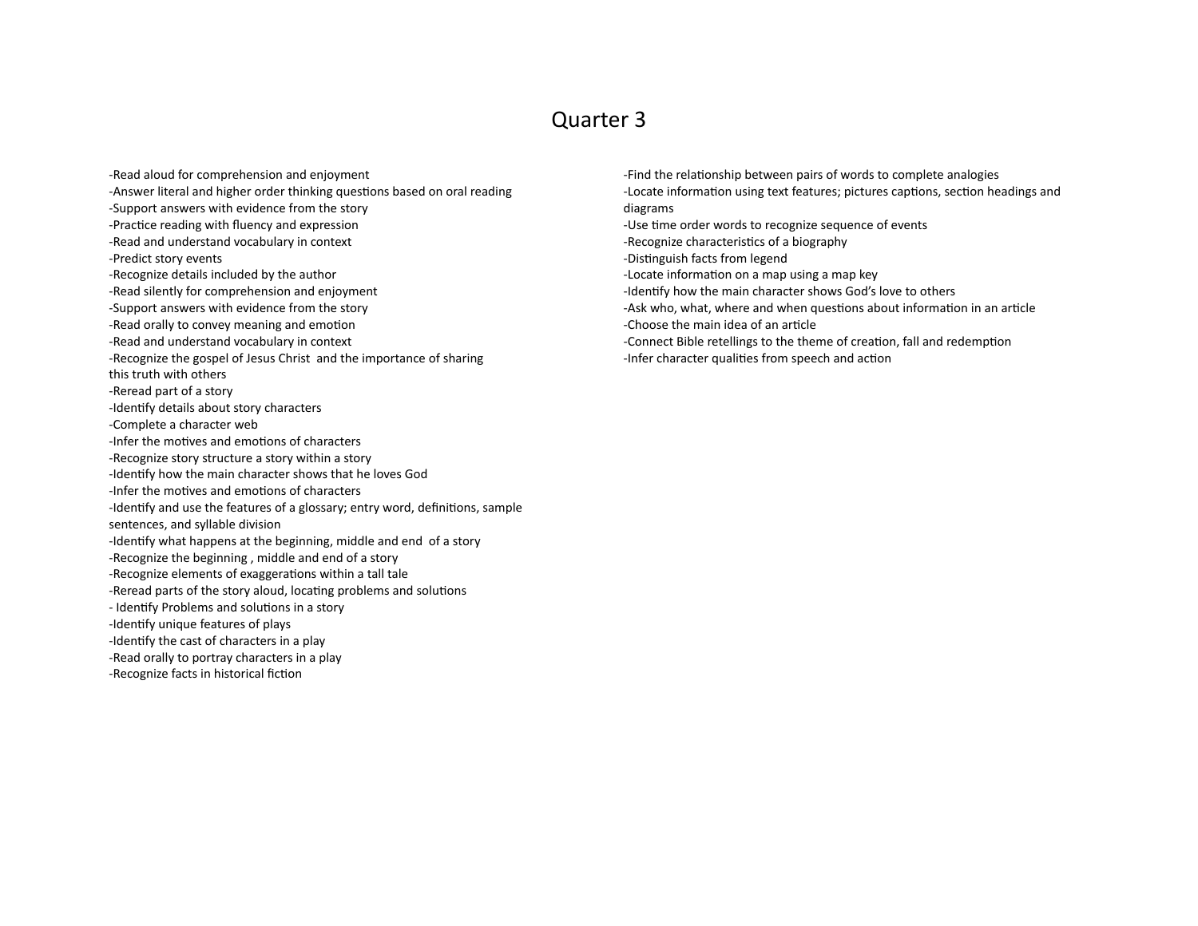# Quarter 3

- Read aloud for comprehension and enjoyment
- Answer literal and higher order thinking questions based on oral reading
- Support answers with evidence from the story
- Practice reading with fluency and expression
- Read and understand vocabulary in context
- Predict story events
- Recognize details included by the author
- Read silently for comprehension and enjoyment
- Support answers with evidence from the story
- Read orally to convey meaning and emotion
- Read and understand vocabulary in context
- Recognize the gospel of Jesus Christ and the importance of sharing this truth with others
- Reread part of a story
- Identify details about story characters
- Complete a character web
- Infer the motives and emotions of characters
- Recognize story structure a story within a story
- Identify how the main character shows that he loves God
- Infer the motives and emotions of characters
- Identify and use the features of a glossary; entry word, definitions, sample sentences, and syllable division
- Identify what happens at the beginning, middle and end of a story
- Recognize the beginning , middle and end of a story
- Recognize elements of exaggerations within a tall tale
- Reread parts of the story aloud, locating problems and solutions
- Identify Problems and solutions in a story
- Identify unique features of plays
- Identify the cast of characters in a play
- Read orally to portray characters in a play
- Recognize facts in historical fiction
- Find the relationship between pairs of words to complete analogies
- Locate information using text features; pictures captions, section headings and diagrams
- Use time order words to recognize sequence of events
- Recognize characteristics of a biography
- Distinguish facts from legend
- Locate information on a map using a map key
- Identify how the main character shows God's love to others
- Ask who, what, where and when questions about information in an article
- Choose the main idea of an article
- Connect Bible retellings to the theme of creation, fall and redemption
- Infer character qualities from speech and action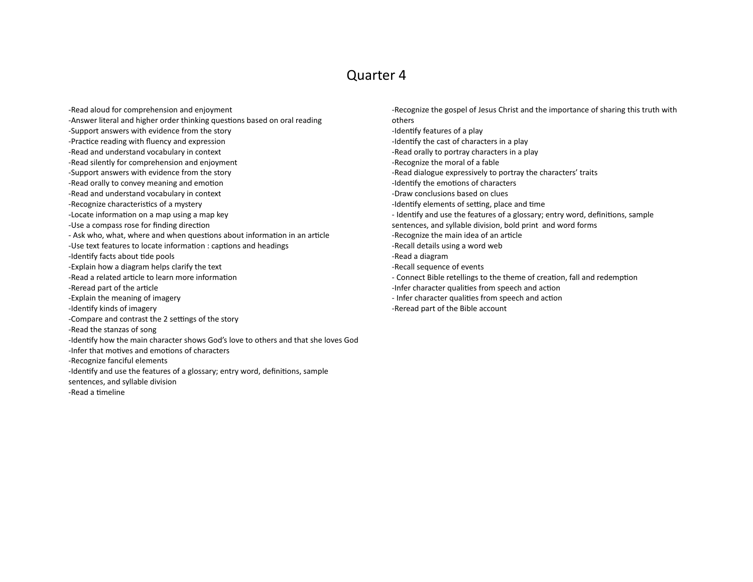# Quarter 4

- -Read aloud for comprehension and enjoyment
- -Answer literal and higher order thinking questions based on oral reading
- -Support answers with evidence from the story
- -Practice reading with fluency and expression
- -Read and understand vocabulary in context
- -Read silently for comprehension and enjoyment
- -Support answers with evidence from the story
- -Read orally to convey meaning and emotion
- -Read and understand vocabulary in context
- -Recognize characteristics of a mystery
- -Locate information on a map using a map key
- -Use a compass rose for finding direction
- - Ask who, what, where and when questions about information in an article
- -Use text features to locate information : captions and headings
- -Identify facts about tide pools
- -Explain how a diagram helps clarify the text
- -Read a related article to learn more information
- -Reread part of the article
- -Explain the meaning of imagery
- -Identify kinds of imagery
- -Compare and contrast the 2 settings of the story
- -Read the stanzas of song
- -Identify how the main character shows God's love to others and that she loves God
- -Infer that motives and emotions of characters
- -Recognize fanciful elements
- -Identify and use the features of a glossary; entry word, definitions, sample sentences, and syllable division
- -Read a timeline
- -Recognize the gospel of Jesus Christ and the importance of sharing this truth with others
- -Identify features of a play
- -Identify the cast of characters in a play
- -Read orally to portray characters in a play
- -Recognize the moral of a fable
- -Read dialogue expressively to portray the characters' traits
- -Identify the emotions of characters
- -Draw conclusions based on clues
- -Identify elements of setting, place and time
- - Identify and use the features of a glossary; entry word, definitions, sample sentences, and syllable division, bold print and word forms
- -Recognize the main idea of an article
- -Recall details using a word web
- -Read a diagram
- -Recall sequence of events
- - Connect Bible retellings to the theme of creation, fall and redemption
- -Infer character qualities from speech and action
- - Infer character qualities from speech and action
- -Reread part of the Bible account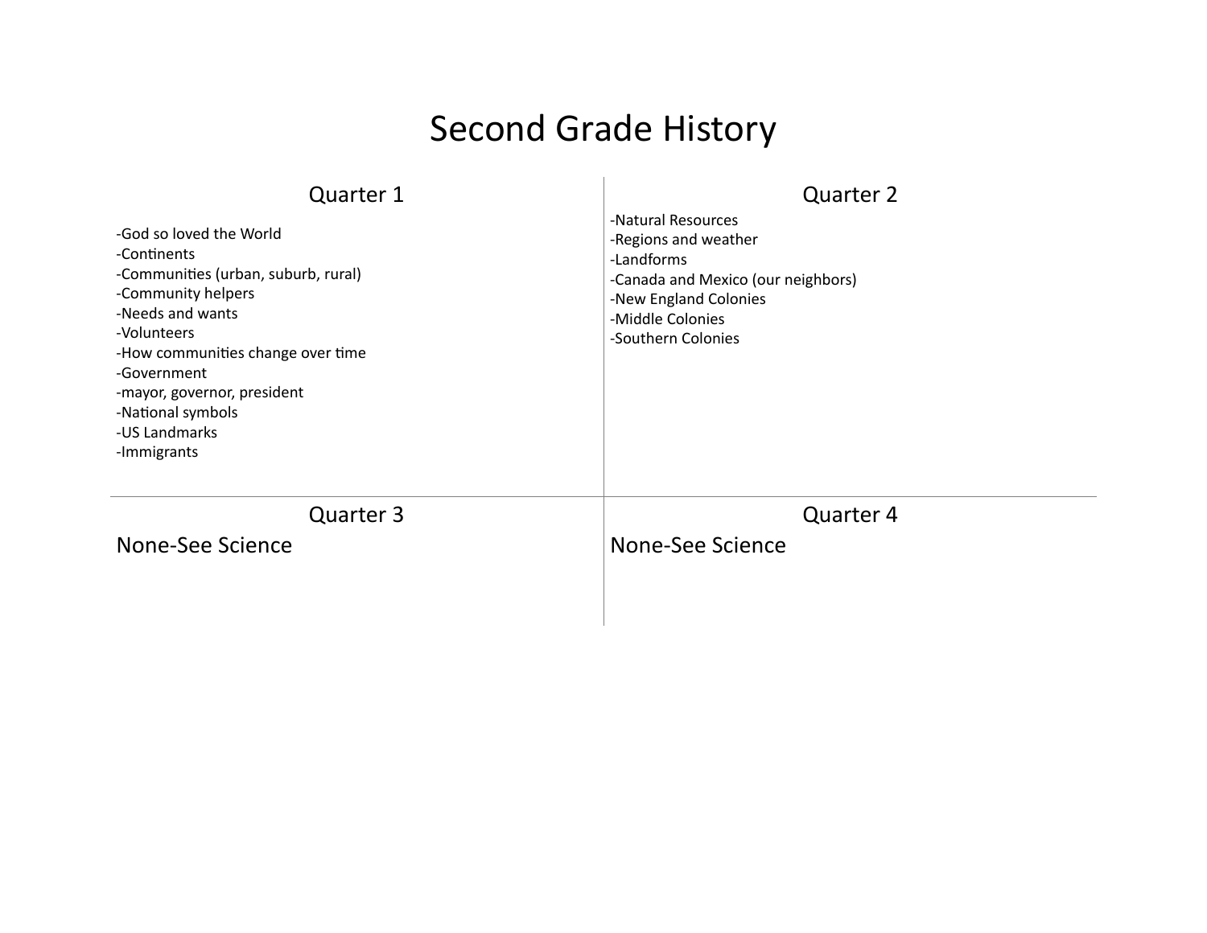# Second Grade History

## Quarter 1

-God so loved the World
-Continents
-Communities (urban, suburb, rural)
-Community helpers
-Needs and wants
-Volunteers
-How communities change over time
-Government
-mayor, governor, president
-National symbols
-US Landmarks
-Immigrants

## Quarter 2

-Natural Resources
-Regions and weather
-Landforms
-Canada and Mexico (our neighbors)
-New England Colonies
-Middle Colonies
-Southern Colonies

## Quarter 3

None-See Science

## Quarter 4

None-See Science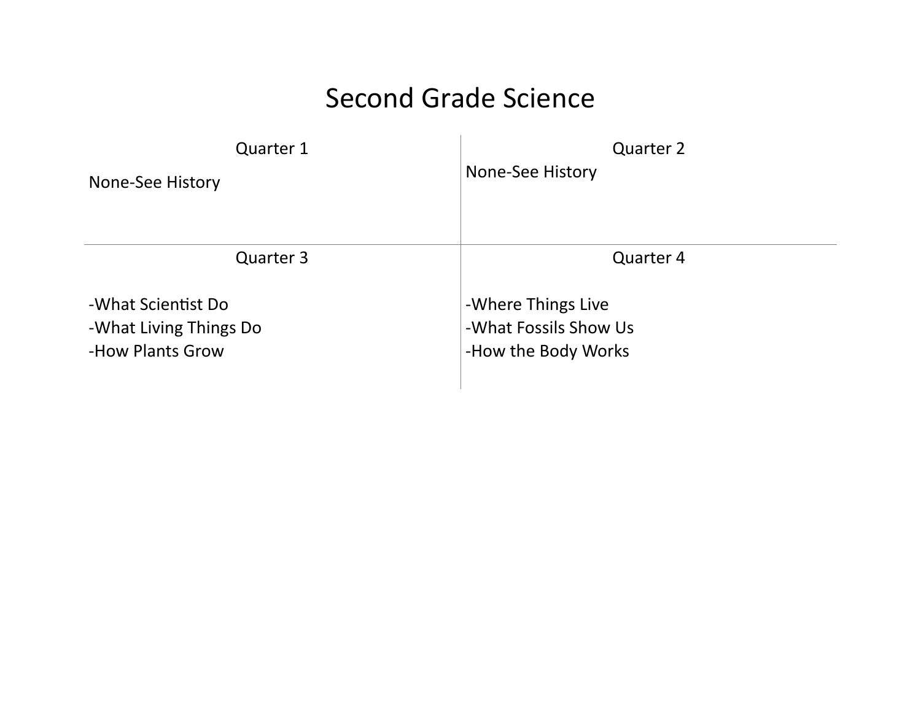# Second Grade Science

| Quarter 1 | Quarter 2 |
| --- | --- |
| None-See History | None-See History |
| **Quarter 3** | **Quarter 4** |
| -What Scientist Do<br>-What Living Things Do<br>-How Plants Grow | -Where Things Live<br>-What Fossils Show Us<br>-How the Body Works |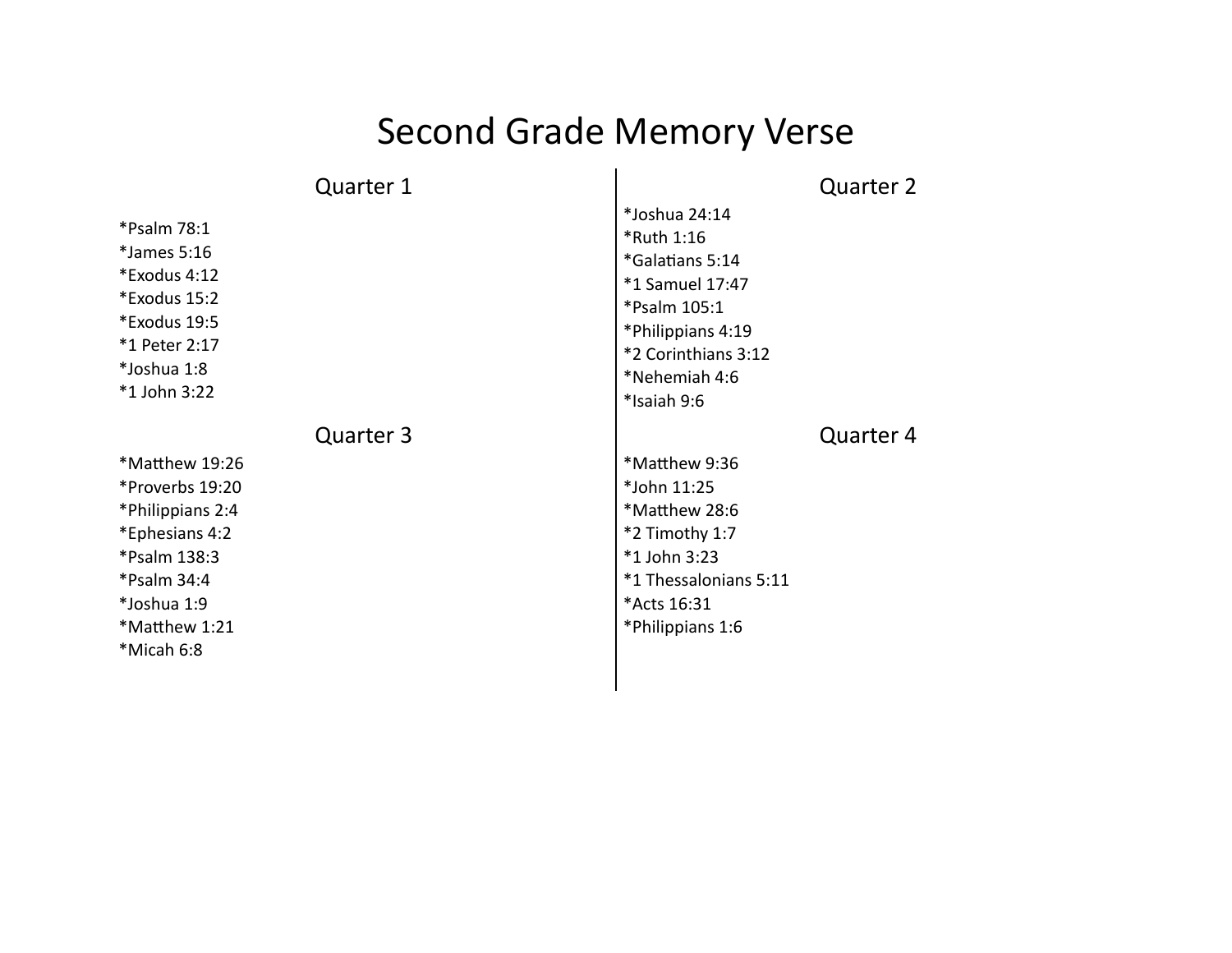# Second Grade Memory Verse

## Quarter 1

*Psalm 78:1
*James 5:16
*Exodus 4:12
*Exodus 15:2
*Exodus 19:5
*1 Peter 2:17
*Joshua 1:8
*1 John 3:22

## Quarter 2

*Joshua 24:14
*Ruth 1:16
*Galatians 5:14
*1 Samuel 17:47
*Psalm 105:1
*Philippians 4:19
*2 Corinthians 3:12
*Nehemiah 4:6
*Isaiah 9:6

## Quarter 3

*Matthew 19:26
*Proverbs 19:20
*Philippians 2:4
*Ephesians 4:2
*Psalm 138:3
*Psalm 34:4
*Joshua 1:9
*Matthew 1:21
*Micah 6:8

## Quarter 4

*Matthew 9:36
*John 11:25
*Matthew 28:6
*2 Timothy 1:7
*1 John 3:23
*1 Thessalonians 5:11
*Acts 16:31
*Philippians 1:6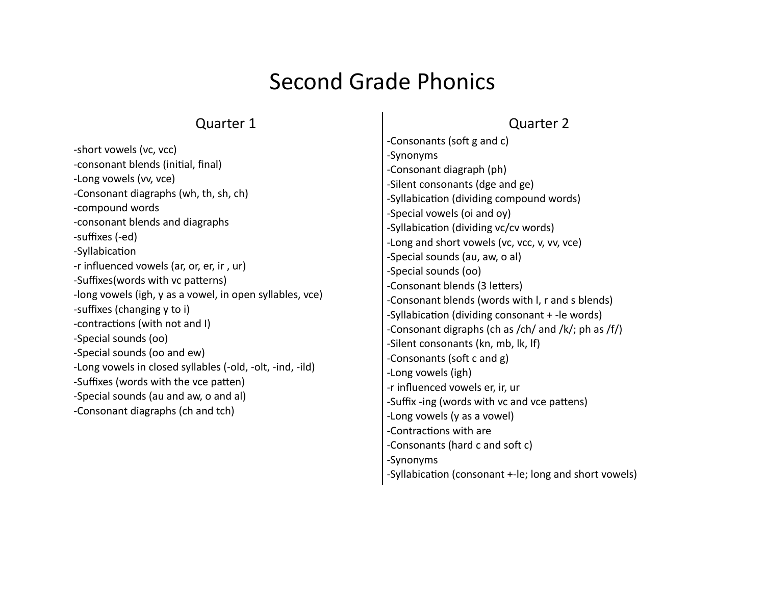# Second Grade Phonics

## Quarter 1

-short vowels (vc, vcc)
-consonant blends (initial, final)
-Long vowels (vv, vce)
-Consonant diagraphs (wh, th, sh, ch)
-compound words
-consonant blends and diagraphs
-suffixes (-ed)
-Syllabication
-r influenced vowels (ar, or, er, ir , ur)
-Suffixes(words with vc patterns)
-long vowels (igh, y as a vowel, in open syllables, vce)
-suffixes (changing y to i)
-contractions (with not and I)
-Special sounds (oo)
-Special sounds (oo and ew)
-Long vowels in closed syllables (-old, -olt, -ind, -ild)
-Suffixes (words with the vce patten)
-Special sounds (au and aw, o and al)
-Consonant diagraphs (ch and tch)

## Quarter 2

-Consonants (soft g and c)
-Synonyms
-Consonant diagraph (ph)
-Silent consonants (dge and ge)
-Syllabication (dividing compound words)
-Special vowels (oi and oy)
-Syllabication (dividing vc/cv words)
-Long and short vowels (vc, vcc, v, vv, vce)
-Special sounds (au, aw, o al)
-Special sounds (oo)
-Consonant blends (3 letters)
-Consonant blends (words with l, r and s blends)
-Syllabication (dividing consonant + -le words)
-Consonant digraphs (ch as /ch/ and /k/; ph as /f/)
-Silent consonants (kn, mb, lk, lf)
-Consonants (soft c and g)
-Long vowels (igh)
-r influenced vowels er, ir, ur
-Suffix -ing (words with vc and vce pattens)
-Long vowels (y as a vowel)
-Contractions with are
-Consonants (hard c and soft c)
-Synonyms
-Syllabication (consonant +-le; long and short vowels)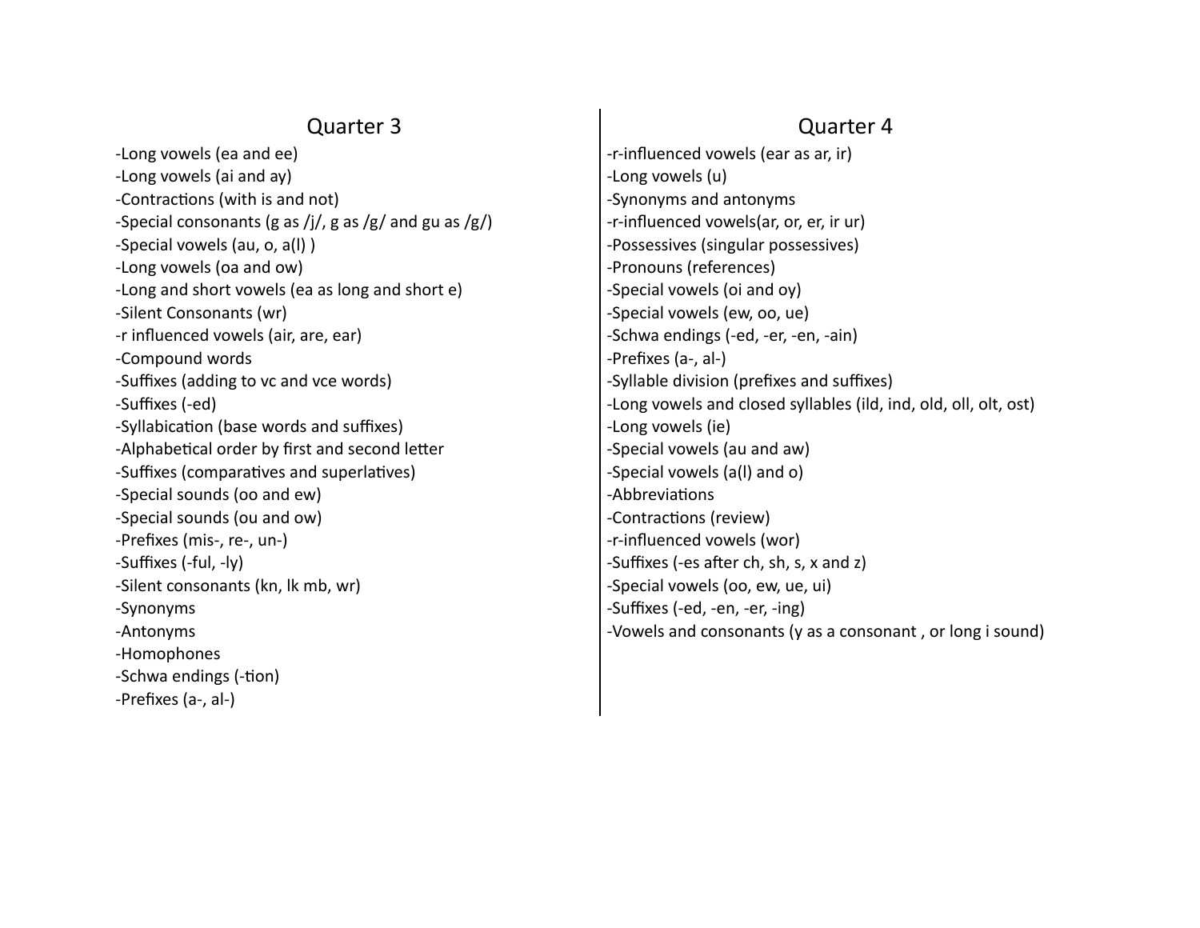## Quarter 3

-Long vowels (ea and ee)
-Long vowels (ai and ay)
-Contractions (with is and not)
-Special consonants (g as /j/, g as /g/ and gu as /g/)
-Special vowels (au, o, a(l) )
-Long vowels (oa and ow)
-Long and short vowels (ea as long and short e)
-Silent Consonants (wr)
-r influenced vowels (air, are, ear)
-Compound words
-Suffixes (adding to vc and vce words)
-Suffixes (-ed)
-Syllabication (base words and suffixes)
-Alphabetical order by first and second letter
-Suffixes (comparatives and superlatives)
-Special sounds (oo and ew)
-Special sounds (ou and ow)
-Prefixes (mis-, re-, un-)
-Suffixes (-ful, -ly)
-Silent consonants (kn, lk mb, wr)
-Synonyms
-Antonyms
-Homophones
-Schwa endings (-tion)
-Prefixes (a-, al-)

## Quarter 4

-r-influenced vowels (ear as ar, ir)
-Long vowels (u)
-Synonyms and antonyms
-r-influenced vowels(ar, or, er, ir ur)
-Possessives (singular possessives)
-Pronouns (references)
-Special vowels (oi and oy)
-Special vowels (ew, oo, ue)
-Schwa endings (-ed, -er, -en, -ain)
-Prefixes (a-, al-)
-Syllable division (prefixes and suffixes)
-Long vowels and closed syllables (ild, ind, old, oll, olt, ost)
-Long vowels (ie)
-Special vowels (au and aw)
-Special vowels (a(l) and o)
-Abbreviations
-Contractions (review)
-r-influenced vowels (wor)
-Suffixes (-es after ch, sh, s, x and z)
-Special vowels (oo, ew, ue, ui)
-Suffixes (-ed, -en, -er, -ing)
-Vowels and consonants (y as a consonant , or long i sound)